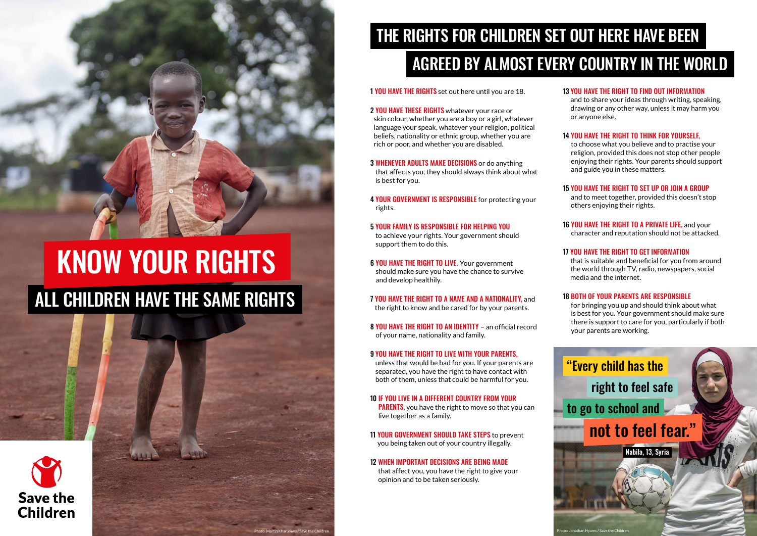# KNOW YOUR RIGHTS

## ALL CHILDREN HAVE THE SAME RIGHTS

Save the Children

Photo: Martin Kharumwa / Save the Children

## THE RIGHTS FOR CHILDREN SET OUT HERE HAVE BEEN AGREED BY ALMOST EVERY COUNTRY IN THE WORLD

**1 YOU HAVE THE RIGHTS** set out here until you are 18.

**2 YOU HAVE THESE RIGHTS** whatever your race or skin colour, whether you are a boy or a girl, whatever language your speak, whatever your religion, political beliefs, nationality or ethnic group, whether you are rich or poor, and whether you are disabled.

**3 WHENEVER ADULTS MAKE DECISIONS** or do anything that affects you, they should always think about what is best for you.

**4 YOUR GOVERNMENT IS RESPONSIBLE** for protecting your rights.

**5 YOUR FAMILY IS RESPONSIBLE FOR HELPING YOU** to achieve your rights. Your government should support them to do this.

**6 YOU HAVE THE RIGHT TO LIVE.** Your government should make sure you have the chance to survive and develop healthily.

**7 YOU HAVE THE RIGHT TO A NAME AND A NATIONALITY,** and the right to know and be cared for by your parents.

**8 YOU HAVE THE RIGHT TO AN IDENTITY** – an official record of your name, nationality and family.

**9 YOU HAVE THE RIGHT TO LIVE WITH YOUR PARENTS,** unless that would be bad for you. If your parents are separated, you have the right to have contact with both of them, unless that could be harmful for you.

**10 IF YOU LIVE IN A DIFFERENT COUNTRY FROM YOUR PARENTS,** you have the right to move so that you can live together as a family.

**11 YOUR GOVERNMENT SHOULD TAKE STEPS** to prevent you being taken out of your country illegally.

**12 WHEN IMPORTANT DECISIONS ARE BEING MADE** that affect you, you have the right to give your opinion and to be taken seriously.

**13 YOU HAVE THE RIGHT TO FIND OUT INFORMATION** and to share your ideas through writing, speaking, drawing or any other way, unless it may harm you or anyone else.

**14 YOU HAVE THE RIGHT TO THINK FOR YOURSELF,** to choose what you believe and to practise your religion, provided this does not stop other people enjoying their rights. Your parents should support and guide you in these matters.

**15 YOU HAVE THE RIGHT TO SET UP OR JOIN A GROUP** and to meet together, provided this doesn't stop others enjoying their rights.

**16 YOU HAVE THE RIGHT TO A PRIVATE LIFE,** and your character and reputation should not be attacked.

**17 YOU HAVE THE RIGHT TO GET INFORMATION** that is suitable and beneficial for you from around the world through TV, radio, newspapers, social media and the internet.

**18 BOTH OF YOUR PARENTS ARE RESPONSIBLE** for bringing you up and should think about what is best for you. Your government should make sure there is support to care for you, particularly if both your parents are working.

"Every child has the right to feel safe to go to school and not to feel fear."

Nabila, 13, Syria

Photo: Jonathan Hyams / Save the Children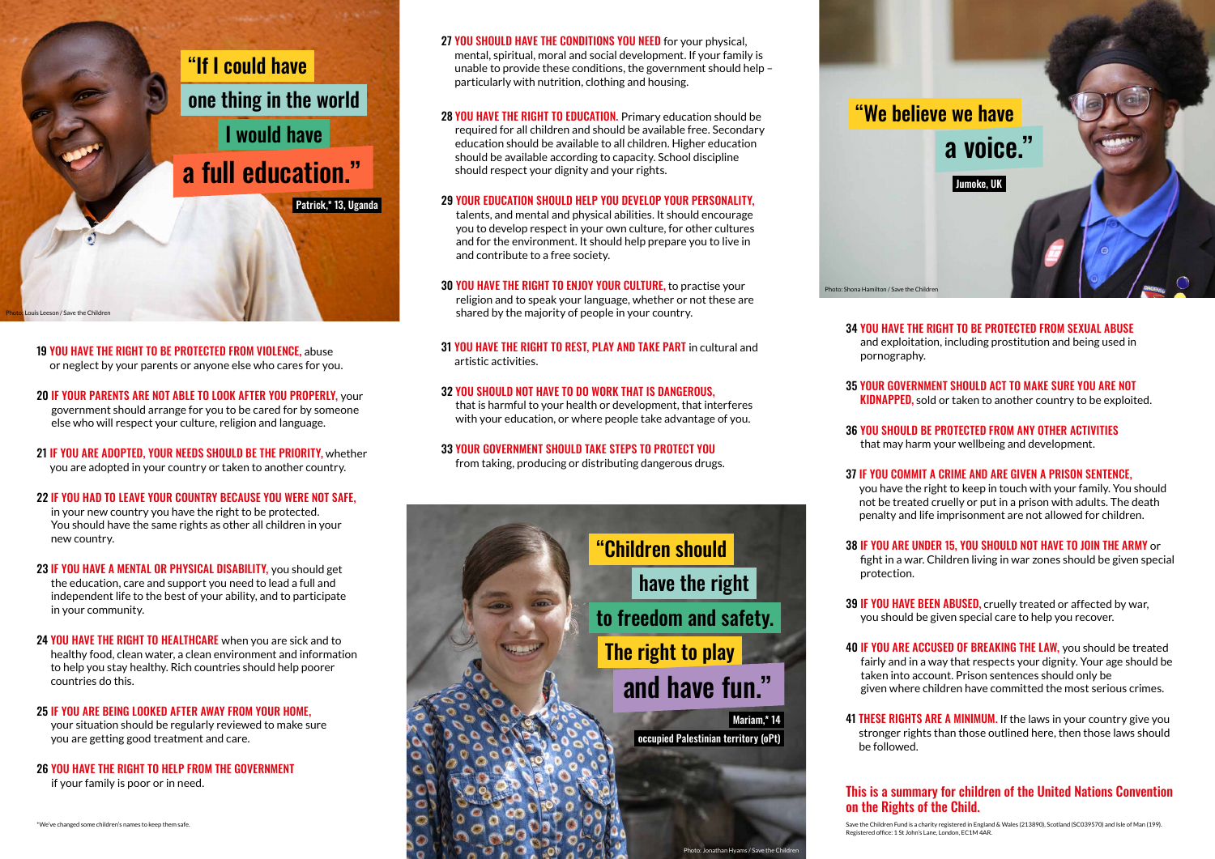"If I could have one thing in the world I would have a full education."

Patrick,* 13, Uganda

Photo: Louis Leeson / Save the Children

19 **YOU HAVE THE RIGHT TO BE PROTECTED FROM VIOLENCE,** abuse or neglect by your parents or anyone else who cares for you.

20 **IF YOUR PARENTS ARE NOT ABLE TO LOOK AFTER YOU PROPERLY,** your government should arrange for you to be cared for by someone else who will respect your culture, religion and language.

21 **IF YOU ARE ADOPTED, YOUR NEEDS SHOULD BE THE PRIORITY,** whether you are adopted in your country or taken to another country.

22 **IF YOU HAD TO LEAVE YOUR COUNTRY BECAUSE YOU WERE NOT SAFE,** in your new country you have the right to be protected. You should have the same rights as other all children in your new country.

23 **IF YOU HAVE A MENTAL OR PHYSICAL DISABILITY,** you should get the education, care and support you need to lead a full and independent life to the best of your ability, and to participate in your community.

24 **YOU HAVE THE RIGHT TO HEALTHCARE** when you are sick and to healthy food, clean water, a clean environment and information to help you stay healthy. Rich countries should help poorer countries do this.

25 **IF YOU ARE BEING LOOKED AFTER AWAY FROM YOUR HOME,** your situation should be regularly reviewed to make sure you are getting good treatment and care.

26 **YOU HAVE THE RIGHT TO HELP FROM THE GOVERNMENT** if your family is poor or in need.

*We've changed some children's names to keep them safe.

27 **YOU SHOULD HAVE THE CONDITIONS YOU NEED** for your physical, mental, spiritual, moral and social development. If your family is unable to provide these conditions, the government should help – particularly with nutrition, clothing and housing.

28 **YOU HAVE THE RIGHT TO EDUCATION.** Primary education should be required for all children and should be available free. Secondary education should be available to all children. Higher education should be available according to capacity. School discipline should respect your dignity and your rights.

29 **YOUR EDUCATION SHOULD HELP YOU DEVELOP YOUR PERSONALITY,** talents, and mental and physical abilities. It should encourage you to develop respect in your own culture, for other cultures and for the environment. It should help prepare you to live in and contribute to a free society.

30 **YOU HAVE THE RIGHT TO ENJOY YOUR CULTURE,** to practise your religion and to speak your language, whether or not these are shared by the majority of people in your country.

31 **YOU HAVE THE RIGHT TO REST, PLAY AND TAKE PART** in cultural and artistic activities.

32 **YOU SHOULD NOT HAVE TO DO WORK THAT IS DANGEROUS,** that is harmful to your health or development, that interferes with your education, or where people take advantage of you.

33 **YOUR GOVERNMENT SHOULD TAKE STEPS TO PROTECT YOU** from taking, producing or distributing dangerous drugs.

"Children should have the right to freedom and safety. The right to play and have fun."

Mariam,* 14
occupied Palestinian territory (oPt)

Photo: Jonathan Hyams / Save the Children

"We believe we have a voice."

Jumoke, UK

Photo: Shona Hamilton / Save the Children

34 **YOU HAVE THE RIGHT TO BE PROTECTED FROM SEXUAL ABUSE** and exploitation, including prostitution and being used in pornography.

35 **YOUR GOVERNMENT SHOULD ACT TO MAKE SURE YOU ARE NOT KIDNAPPED,** sold or taken to another country to be exploited.

36 **YOU SHOULD BE PROTECTED FROM ANY OTHER ACTIVITIES** that may harm your wellbeing and development.

37 **IF YOU COMMIT A CRIME AND ARE GIVEN A PRISON SENTENCE,** you have the right to keep in touch with your family. You should not be treated cruelly or put in a prison with adults. The death penalty and life imprisonment are not allowed for children.

38 **IF YOU ARE UNDER 15, YOU SHOULD NOT HAVE TO JOIN THE ARMY** or fight in a war. Children living in war zones should be given special protection.

39 **IF YOU HAVE BEEN ABUSED,** cruelly treated or affected by war, you should be given special care to help you recover.

40 **IF YOU ARE ACCUSED OF BREAKING THE LAW,** you should be treated fairly and in a way that respects your dignity. Your age should be taken into account. Prison sentences should only be given where children have committed the most serious crimes.

41 **THESE RIGHTS ARE A MINIMUM.** If the laws in your country give you stronger rights than those outlined here, then those laws should be followed.

## This is a summary for children of the United Nations Convention on the Rights of the Child.

Save the Children Fund is a charity registered in England & Wales (213890), Scotland (SC039570) and Isle of Man (199). Registered office: 1 St John's Lane, London, EC1M 4AR.